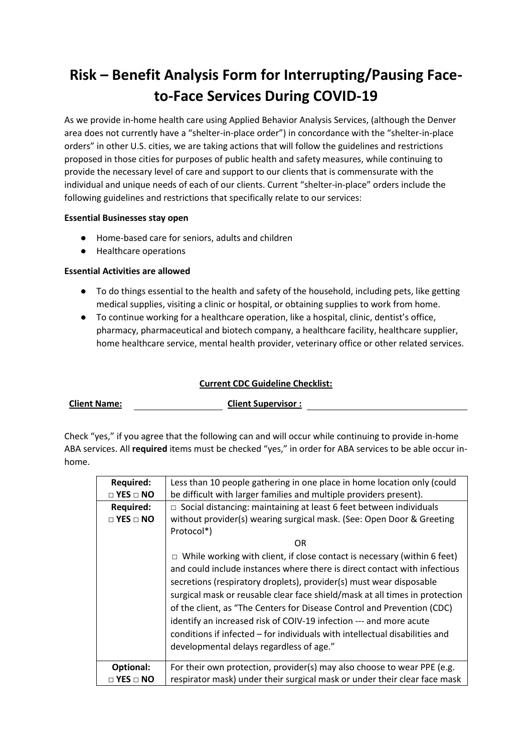# Risk – Benefit Analysis Form for Interrupting/Pausing Face-to-Face Services During COVID-19

As we provide in-home health care using Applied Behavior Analysis Services, (although the Denver area does not currently have a "shelter-in-place order") in concordance with the "shelter-in-place orders" in other U.S. cities, we are taking actions that will follow the guidelines and restrictions proposed in those cities for purposes of public health and safety measures, while continuing to provide the necessary level of care and support to our clients that is commensurate with the individual and unique needs of each of our clients. Current "shelter-in-place" orders include the following guidelines and restrictions that specifically relate to our services:

**Essential Businesses stay open**

- Home-based care for seniors, adults and children
- Healthcare operations

**Essential Activities are allowed**

- To do things essential to the health and safety of the household, including pets, like getting medical supplies, visiting a clinic or hospital, or obtaining supplies to work from home.
- To continue working for a healthcare operation, like a hospital, clinic, dentist's office, pharmacy, pharmaceutical and biotech company, a healthcare facility, healthcare supplier, home healthcare service, mental health provider, veterinary office or other related services.

**Current CDC Guideline Checklist:**

**Client Name:** ____________________ **Client Supervisor :** ________________________________

Check "yes," if you agree that the following can and will occur while continuing to provide in-home ABA services. All **required** items must be checked "yes," in order for ABA services to be able occur in-home.

| | |
|---|---|
| **Required:** **□ YES □ NO** | Less than 10 people gathering in one place in home location only (could be difficult with larger families and multiple providers present). |
| **Required:** **□ YES □ NO** | □ Social distancing: maintaining at least 6 feet between individuals without provider(s) wearing surgical mask. (See: Open Door & Greeting Protocol*) <br> OR <br> □ While working with client, if close contact is necessary (within 6 feet) and could include instances where there is direct contact with infectious secretions (respiratory droplets), provider(s) must wear disposable surgical mask or reusable clear face shield/mask at all times in protection of the client, as "The Centers for Disease Control and Prevention (CDC) identify an increased risk of COIV-19 infection --- and more acute conditions if infected – for individuals with intellectual disabilities and developmental delays regardless of age." |
| **Optional:** **□ YES □ NO** | For their own protection, provider(s) may also choose to wear PPE (e.g. respirator mask) under their surgical mask or under their clear face mask |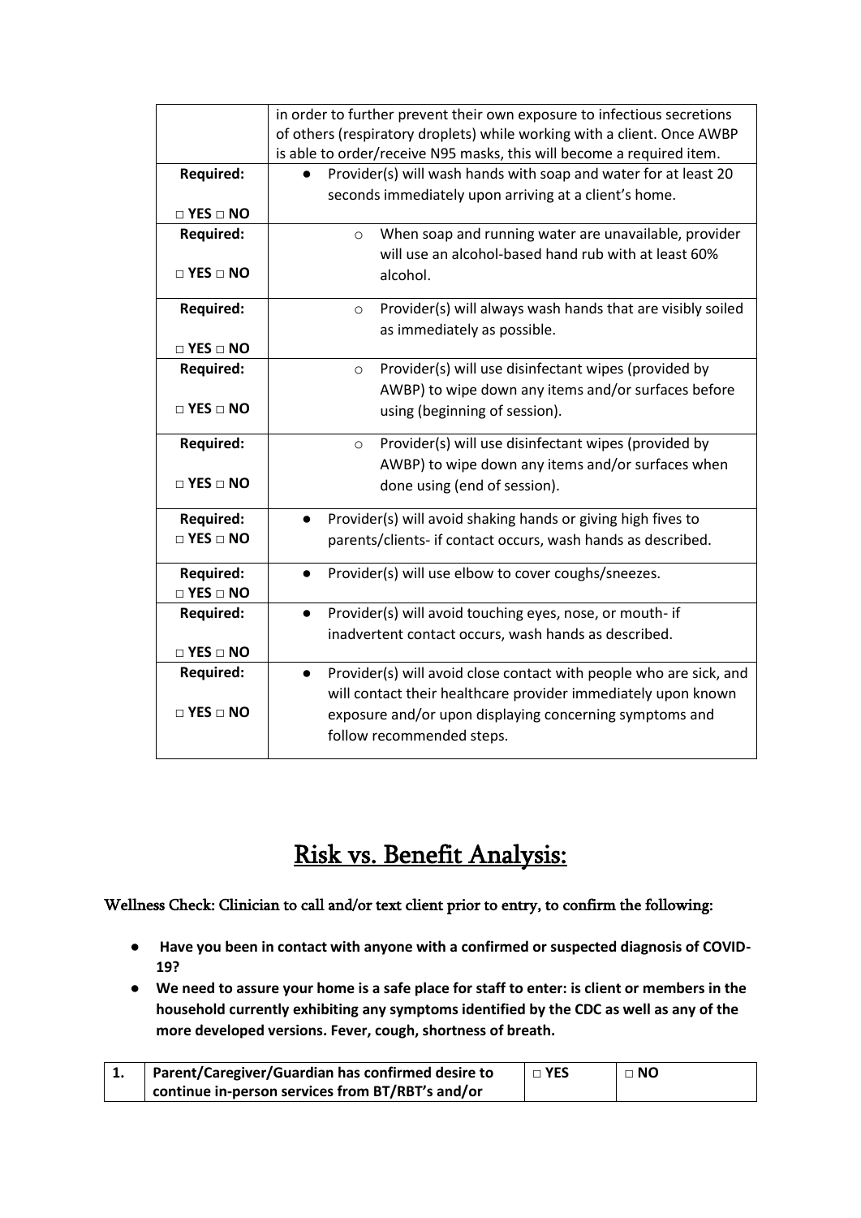| | |
|---|---|
| | in order to further prevent their own exposure to infectious secretions of others (respiratory droplets) while working with a client. Once AWBP is able to order/receive N95 masks, this will become a required item. |
| **Required:**<br><br>**□ YES □ NO** | ● Provider(s) will wash hands with soap and water for at least 20 seconds immediately upon arriving at a client's home. |
| **Required:**<br><br>**□ YES □ NO** | ○ When soap and running water are unavailable, provider will use an alcohol-based hand rub with at least 60% alcohol. |
| **Required:**<br><br>**□ YES □ NO** | ○ Provider(s) will always wash hands that are visibly soiled as immediately as possible. |
| **Required:**<br><br>**□ YES □ NO** | ○ Provider(s) will use disinfectant wipes (provided by AWBP) to wipe down any items and/or surfaces before using (beginning of session). |
| **Required:**<br><br>**□ YES □ NO** | ○ Provider(s) will use disinfectant wipes (provided by AWBP) to wipe down any items and/or surfaces when done using (end of session). |
| **Required:**<br>**□ YES □ NO** | ● Provider(s) will avoid shaking hands or giving high fives to parents/clients- if contact occurs, wash hands as described. |
| **Required:**<br>**□ YES □ NO** | ● Provider(s) will use elbow to cover coughs/sneezes. |
| **Required:**<br><br>**□ YES □ NO** | ● Provider(s) will avoid touching eyes, nose, or mouth- if inadvertent contact occurs, wash hands as described. |
| **Required:**<br><br>**□ YES □ NO** | ● Provider(s) will avoid close contact with people who are sick, and will contact their healthcare provider immediately upon known exposure and/or upon displaying concerning symptoms and follow recommended steps. |

# <u>Risk vs. Benefit Analysis:</u>

Wellness Check: Clinician to call and/or text client prior to entry, to confirm the following:

- **Have you been in contact with anyone with a confirmed or suspected diagnosis of COVID-19?**
- **We need to assure your home is a safe place for staff to enter: is client or members in the household currently exhibiting any symptoms identified by the CDC as well as any of the more developed versions. Fever, cough, shortness of breath.**

| | | | |
|---|---|---|---|
| **1.** | **Parent/Caregiver/Guardian has confirmed desire to continue in-person services from BT/RBT's and/or** | □ **YES** | □ **NO** |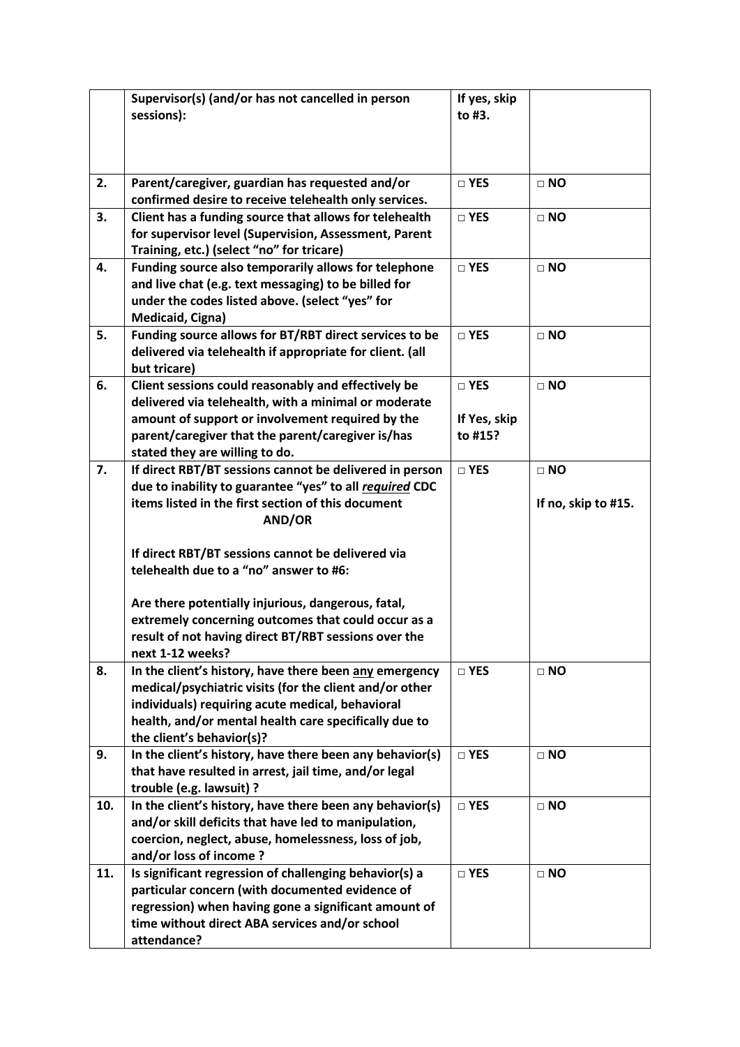| | | | |
|---|---|---|---|
| | **Supervisor(s) (and/or has not cancelled in person sessions):** | **If yes, skip to #3.** | |
| **2.** | **Parent/caregiver, guardian has requested and/or confirmed desire to receive telehealth only services.** | **□ YES** | **□ NO** |
| **3.** | **Client has a funding source that allows for telehealth for supervisor level (Supervision, Assessment, Parent Training, etc.) (select "no" for tricare)** | **□ YES** | **□ NO** |
| **4.** | **Funding source also temporarily allows for telephone and live chat (e.g. text messaging) to be billed for under the codes listed above. (select "yes" for Medicaid, Cigna)** | **□ YES** | **□ NO** |
| **5.** | **Funding source allows for BT/RBT direct services to be delivered via telehealth if appropriate for client. (all but tricare)** | **□ YES** | **□ NO** |
| **6.** | **Client sessions could reasonably and effectively be delivered via telehealth, with a minimal or moderate amount of support or involvement required by the parent/caregiver that the parent/caregiver is/has stated they are willing to do.** | **□ YES**<br><br>**If Yes, skip to #15?** | **□ NO** |
| **7.** | **If direct RBT/BT sessions cannot be delivered in person due to inability to guarantee "yes" to all *<u>required</u>* CDC items listed in the first section of this document**<br>**AND/OR**<br><br>**If direct RBT/BT sessions cannot be delivered via telehealth due to a "no" answer to #6:**<br><br>**Are there potentially injurious, dangerous, fatal, extremely concerning outcomes that could occur as a result of not having direct BT/RBT sessions over the next 1-12 weeks?** | **□ YES** | **□ NO**<br><br>**If no, skip to #15.** |
| **8.** | **In the client's history, have there been <u>any</u> emergency medical/psychiatric visits (for the client and/or other individuals) requiring acute medical, behavioral health, and/or mental health care specifically due to the client's behavior(s)?** | **□ YES** | **□ NO** |
| **9.** | **In the client's history, have there been any behavior(s) that have resulted in arrest, jail time, and/or legal trouble (e.g. lawsuit) ?** | **□ YES** | **□ NO** |
| **10.** | **In the client's history, have there been any behavior(s) and/or skill deficits that have led to manipulation, coercion, neglect, abuse, homelessness, loss of job, and/or loss of income ?** | **□ YES** | **□ NO** |
| **11.** | **Is significant regression of challenging behavior(s) a particular concern (with documented evidence of regression) when having gone a significant amount of time without direct ABA services and/or school attendance?** | **□ YES** | **□ NO** |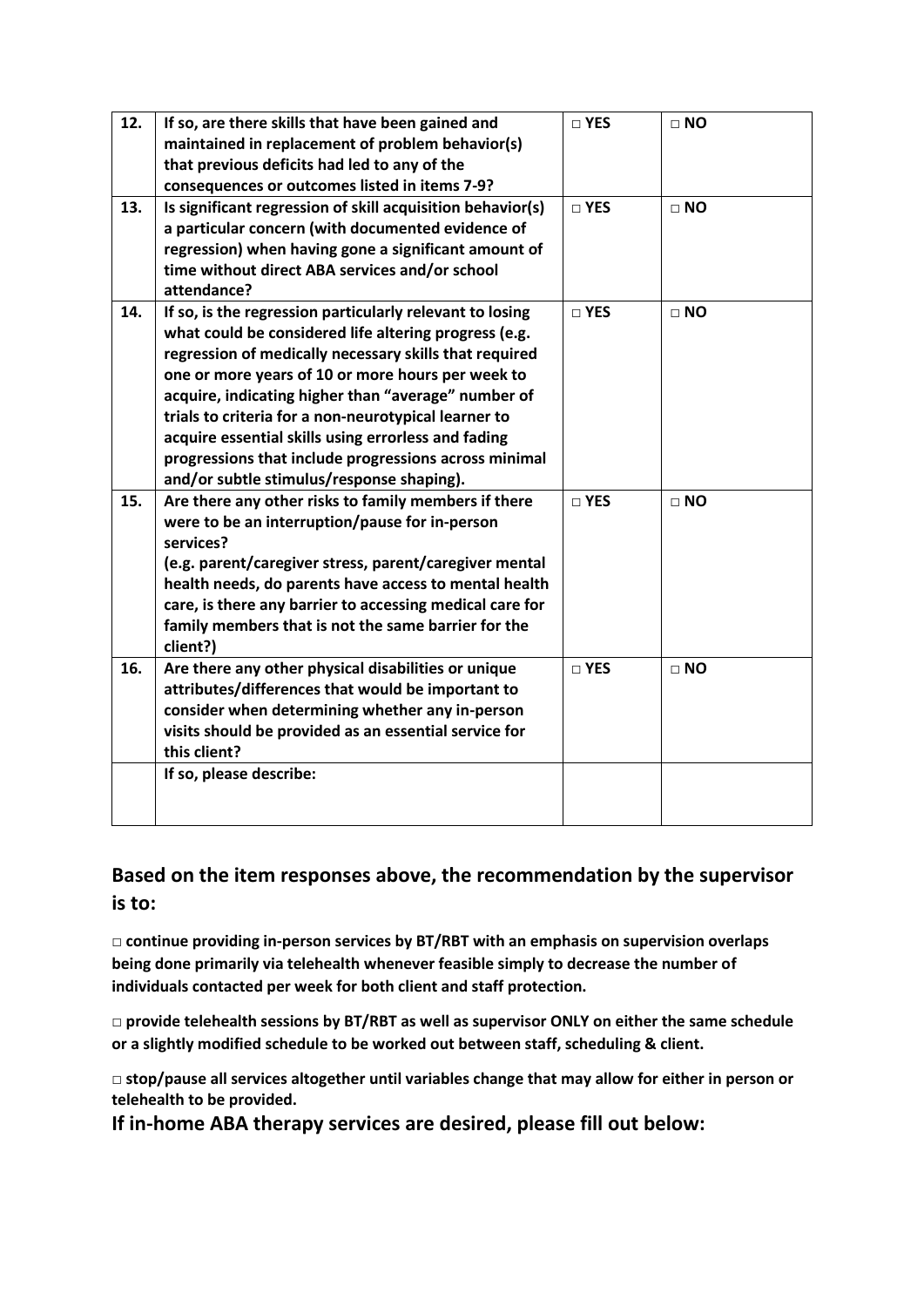| 12. | If so, are there skills that have been gained and maintained in replacement of problem behavior(s) that previous deficits had led to any of the consequences or outcomes listed in items 7-9? | □ YES | □ NO |
|---|---|---|---|
| 13. | Is significant regression of skill acquisition behavior(s) a particular concern (with documented evidence of regression) when having gone a significant amount of time without direct ABA services and/or school attendance? | □ YES | □ NO |
| 14. | If so, is the regression particularly relevant to losing what could be considered life altering progress (e.g. regression of medically necessary skills that required one or more years of 10 or more hours per week to acquire, indicating higher than "average" number of trials to criteria for a non-neurotypical learner to acquire essential skills using errorless and fading progressions that include progressions across minimal and/or subtle stimulus/response shaping). | □ YES | □ NO |
| 15. | Are there any other risks to family members if there were to be an interruption/pause for in-person services? (e.g. parent/caregiver stress, parent/caregiver mental health needs, do parents have access to mental health care, is there any barrier to accessing medical care for family members that is not the same barrier for the client?) | □ YES | □ NO |
| 16. | Are there any other physical disabilities or unique attributes/differences that would be important to consider when determining whether any in-person visits should be provided as an essential service for this client? | □ YES | □ NO |
| | If so, please describe: | | |

## Based on the item responses above, the recommendation by the supervisor is to:

**□ continue providing in-person services by BT/RBT with an emphasis on supervision overlaps being done primarily via telehealth whenever feasible simply to decrease the number of individuals contacted per week for both client and staff protection.**

**□ provide telehealth sessions by BT/RBT as well as supervisor ONLY on either the same schedule or a slightly modified schedule to be worked out between staff, scheduling & client.**

**□ stop/pause all services altogether until variables change that may allow for either in person or telehealth to be provided.**

## If in-home ABA therapy services are desired, please fill out below: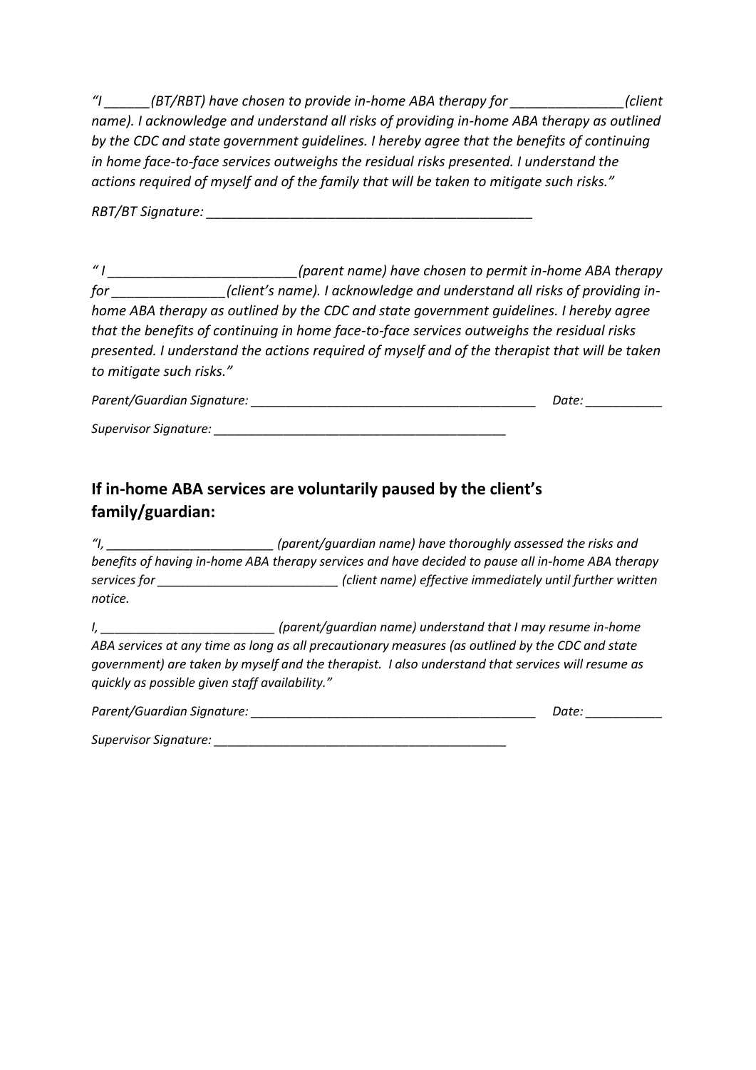*"I ______(BT/RBT) have chosen to provide in-home ABA therapy for _______________(client name). I acknowledge and understand all risks of providing in-home ABA therapy as outlined by the CDC and state government guidelines. I hereby agree that the benefits of continuing in home face-to-face services outweighs the residual risks presented. I understand the actions required of myself and of the family that will be taken to mitigate such risks."*

*RBT/BT Signature: ____________________________________________*

*" I _________________________(parent name) have chosen to permit in-home ABA therapy for _______________(client's name). I acknowledge and understand all risks of providing in-home ABA therapy as outlined by the CDC and state government guidelines. I hereby agree that the benefits of continuing in home face-to-face services outweighs the residual risks presented. I understand the actions required of myself and of the therapist that will be taken to mitigate such risks."*

*Parent/Guardian Signature: ________________________________________ Date: ___________*

*Supervisor Signature: __________________________________________*

## If in-home ABA services are voluntarily paused by the client's family/guardian:

*"I, ________________________ (parent/guardian name) have thoroughly assessed the risks and benefits of having in-home ABA therapy services and have decided to pause all in-home ABA therapy services for __________________________ (client name) effective immediately until further written notice.*

*I, _________________________ (parent/guardian name) understand that I may resume in-home ABA services at any time as long as all precautionary measures (as outlined by the CDC and state government) are taken by myself and the therapist. I also understand that services will resume as quickly as possible given staff availability."*

*Parent/Guardian Signature: __________________________________________ Date: ___________*

*Supervisor Signature: __________________________________________*